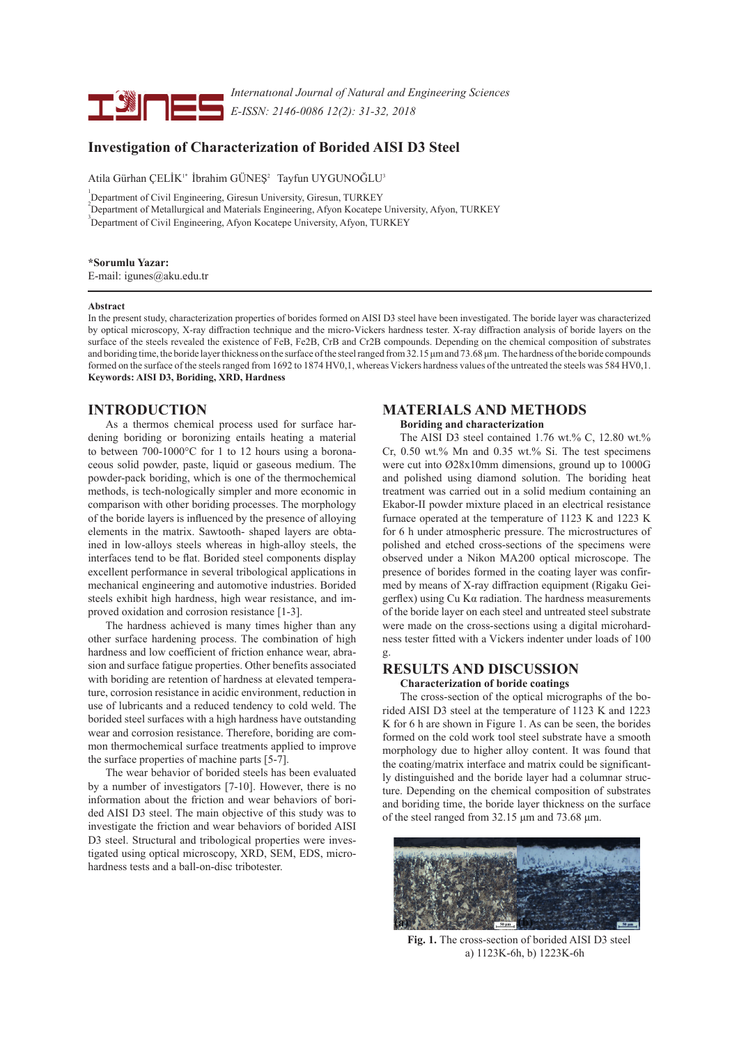# Investigation of Characterization of Borided AISI D3 Steel

Atila Gürhan ÇELİK[1*] İbrahim GÜNEŞ[2] Tayfun UYGUNOĞLU[3]

[1]Department of Civil Engineering, Giresun University, Giresun, TURKEY
[2]Department of Metallurgical and Materials Engineering, Afyon Kocatepe University, Afyon, TURKEY
[3]Department of Civil Engineering, Afyon Kocatepe University, Afyon, TURKEY

**\*Sorumlu Yazar:**
E-mail: igunes@aku.edu.tr

**Abstract**

In the present study, characterization properties of borides formed on AISI D3 steel have been investigated. The boride layer was characterized by optical microscopy, X-ray diffraction technique and the micro-Vickers hardness tester. X-ray diffraction analysis of boride layers on the surface of the steels revealed the existence of FeB, $Fe_2B$, CrB and $Cr_2B$ compounds. Depending on the chemical composition of substrates and boriding time, the boride layer thickness on the surface of the steel ranged from 32.15 µm and 73.68 µm. The hardness of the boride compounds formed on the surface of the steels ranged from 1692 to 1874 HV0,1, whereas Vickers hardness values of the untreated the steels was 584 HV0,1.
**Keywords: AISI D3, Boriding, XRD, Hardness**

## INTRODUCTION

As a thermos chemical process used for surface hardening boriding or boronizing entails heating a material to between 700-1000°C for 1 to 12 hours using a boronaceous solid powder, paste, liquid or gaseous medium. The powder-pack boriding, which is one of the thermochemical methods, is tech-nologically simpler and more economic in comparison with other boriding processes. The morphology of the boride layers is influenced by the presence of alloying elements in the matrix. Sawtooth- shaped layers are obtained in low-alloys steels whereas in high-alloy steels, the interfaces tend to be flat. Borided steel components display excellent performance in several tribological applications in mechanical engineering and automotive industries. Borided steels exhibit high hardness, high wear resistance, and improved oxidation and corrosion resistance [1-3].

The hardness achieved is many times higher than any other surface hardening process. The combination of high hardness and low coefficient of friction enhance wear, abrasion and surface fatigue properties. Other benefits associated with boriding are retention of hardness at elevated temperature, corrosion resistance in acidic environment, reduction in use of lubricants and a reduced tendency to cold weld. The borided steel surfaces with a high hardness have outstanding wear and corrosion resistance. Therefore, boriding are common thermochemical surface treatments applied to improve the surface properties of machine parts [5-7].

The wear behavior of borided steels has been evaluated by a number of investigators [7-10]. However, there is no information about the friction and wear behaviors of borided AISI D3 steel. The main objective of this study was to investigate the friction and wear behaviors of borided AISI D3 steel. Structural and tribological properties were investigated using optical microscopy, XRD, SEM, EDS, microhardness tests and a ball-on-disc tribotester.

## MATERIALS AND METHODS

### Boriding and characterization

The AISI D3 steel contained 1.76 wt.% C, 12.80 wt.% Cr, 0.50 wt.% Mn and 0.35 wt.% Si. The test specimens were cut into Ø28x10mm dimensions, ground up to 1000G and polished using diamond solution. The boriding heat treatment was carried out in a solid medium containing an Ekabor-II powder mixture placed in an electrical resistance furnace operated at the temperature of 1123 K and 1223 K for 6 h under atmospheric pressure. The microstructures of polished and etched cross-sections of the specimens were observed under a Nikon MA200 optical microscope. The presence of borides formed in the coating layer was confirmed by means of X-ray diffraction equipment (Rigaku Geigerflex) using Cu Kα radiation. The hardness measurements of the boride layer on each steel and untreated steel substrate were made on the cross-sections using a digital microhardness tester fitted with a Vickers indenter under loads of 100 g.

## RESULTS AND DISCUSSION

### Characterization of boride coatings

The cross-section of the optical micrographs of the borided AISI D3 steel at the temperature of 1123 K and 1223 K for 6 h are shown in Figure 1. As can be seen, the borides formed on the cold work tool steel substrate have a smooth morphology due to higher alloy content. It was found that the coating/matrix interface and matrix could be significantly distinguished and the boride layer had a columnar structure. Depending on the chemical composition of substrates and boriding time, the boride layer thickness on the surface of the steel ranged from 32.15 µm and 73.68 µm.

**Fig. 1.** The cross-section of borided AISI D3 steel
a) 1123K-6h, b) 1223K-6h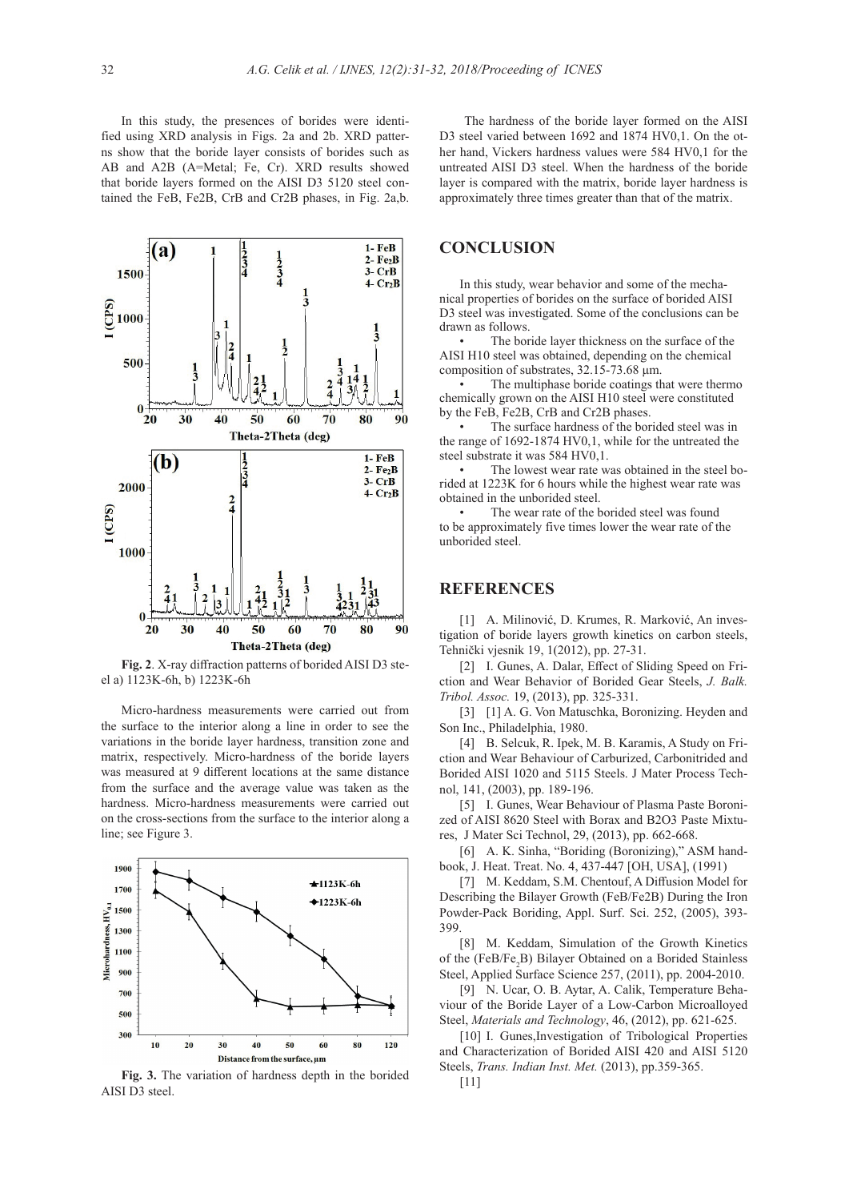In this study, the presences of borides were identified using XRD analysis in Figs. 2a and 2b. XRD patterns show that the boride layer consists of borides such as AB and A2B (A=Metal; Fe, Cr). XRD results showed that boride layers formed on the AISI D3 5120 steel contained the FeB, Fe2B, CrB and Cr2B phases, in Fig. 2a,b.

(a)

1- FeB
2- $Fe_2B$
3- CrB
4- $Cr_2B$

I (CPS)

Theta-2Theta (deg)

(b)

1- FeB
2- $Fe_2B$
3- CrB
4- $Cr_2B$

I (CPS)

Theta-2Theta (deg)

**Fig. 2**. X-ray diffraction patterns of borided AISI D3 steel a) 1123K-6h, b) 1223K-6h

Micro-hardness measurements were carried out from the surface to the interior along a line in order to see the variations in the boride layer hardness, transition zone and matrix, respectively. Micro-hardness of the boride layers was measured at 9 different locations at the same distance from the surface and the average value was taken as the hardness. Micro-hardness measurements were carried out on the cross-sections from the surface to the interior along a line; see Figure 3.

1123K-6h
1223K-6h

Microhardness, $HV_{0.1}$

Distance from the surface, µm

**Fig. 3.** The variation of hardness depth in the borided AISI D3 steel.

The hardness of the boride layer formed on the AISI D3 steel varied between 1692 and 1874 HV0,1. On the other hand, Vickers hardness values were 584 HV0,1 for the untreated AISI D3 steel. When the hardness of the boride layer is compared with the matrix, boride layer hardness is approximately three times greater than that of the matrix.

## CONCLUSION

In this study, wear behavior and some of the mechanical properties of borides on the surface of borided AISI D3 steel was investigated. Some of the conclusions can be drawn as follows.

- The boride layer thickness on the surface of the AISI H10 steel was obtained, depending on the chemical composition of substrates, 32.15-73.68 µm.
- The multiphase boride coatings that were thermo chemically grown on the AISI H10 steel were constituted by the FeB, Fe2B, CrB and Cr2B phases.
- The surface hardness of the borided steel was in the range of 1692-1874 HV0,1, while for the untreated the steel substrate it was 584 HV0,1.
- The lowest wear rate was obtained in the steel borided at 1223K for 6 hours while the highest wear rate was obtained in the unborided steel.
- The wear rate of the borided steel was found to be approximately five times lower the wear rate of the unborided steel.

## REFERENCES

[1] A. Milinović, D. Krumes, R. Marković, An investigation of boride layers growth kinetics on carbon steels, Tehnički vjesnik 19, 1(2012), pp. 27-31.

[2] I. Gunes, A. Dalar, Effect of Sliding Speed on Friction and Wear Behavior of Borided Gear Steels, *J. Balk. Tribol. Assoc.* 19, (2013), pp. 325-331.

[3] [1] A. G. Von Matuschka, Boronizing. Heyden and Son Inc., Philadelphia, 1980.

[4] B. Selcuk, R. Ipek, M. B. Karamis, A Study on Friction and Wear Behaviour of Carburized, Carbonitrided and Borided AISI 1020 and 5115 Steels. J Mater Process Technol, 141, (2003), pp. 189-196.

[5] I. Gunes, Wear Behaviour of Plasma Paste Boronized of AISI 8620 Steel with Borax and B2O3 Paste Mixtures, J Mater Sci Technol, 29, (2013), pp. 662-668.

[6] A. K. Sinha, "Boriding (Boronizing)," ASM handbook, J. Heat. Treat. No. 4, 437-447 [OH, USA], (1991)

[7] M. Keddam, S.M. Chentouf, A Diffusion Model for Describing the Bilayer Growth (FeB/Fe2B) During the Iron Powder-Pack Boriding, Appl. Surf. Sci. 252, (2005), 393-399.

[8] M. Keddam, Simulation of the Growth Kinetics of the ($FeB/Fe_2B$) Bilayer Obtained on a Borided Stainless Steel, Applied Surface Science 257, (2011), pp. 2004-2010.

[9] N. Ucar, O. B. Aytar, A. Calik, Temperature Behaviour of the Boride Layer of a Low-Carbon Microalloyed Steel, *Materials and Technology*, 46, (2012), pp. 621-625.

[10] I. Gunes,Investigation of Tribological Properties and Characterization of Borided AISI 420 and AISI 5120 Steels, *Trans. Indian Inst. Met.* (2013), pp.359-365.

[11]